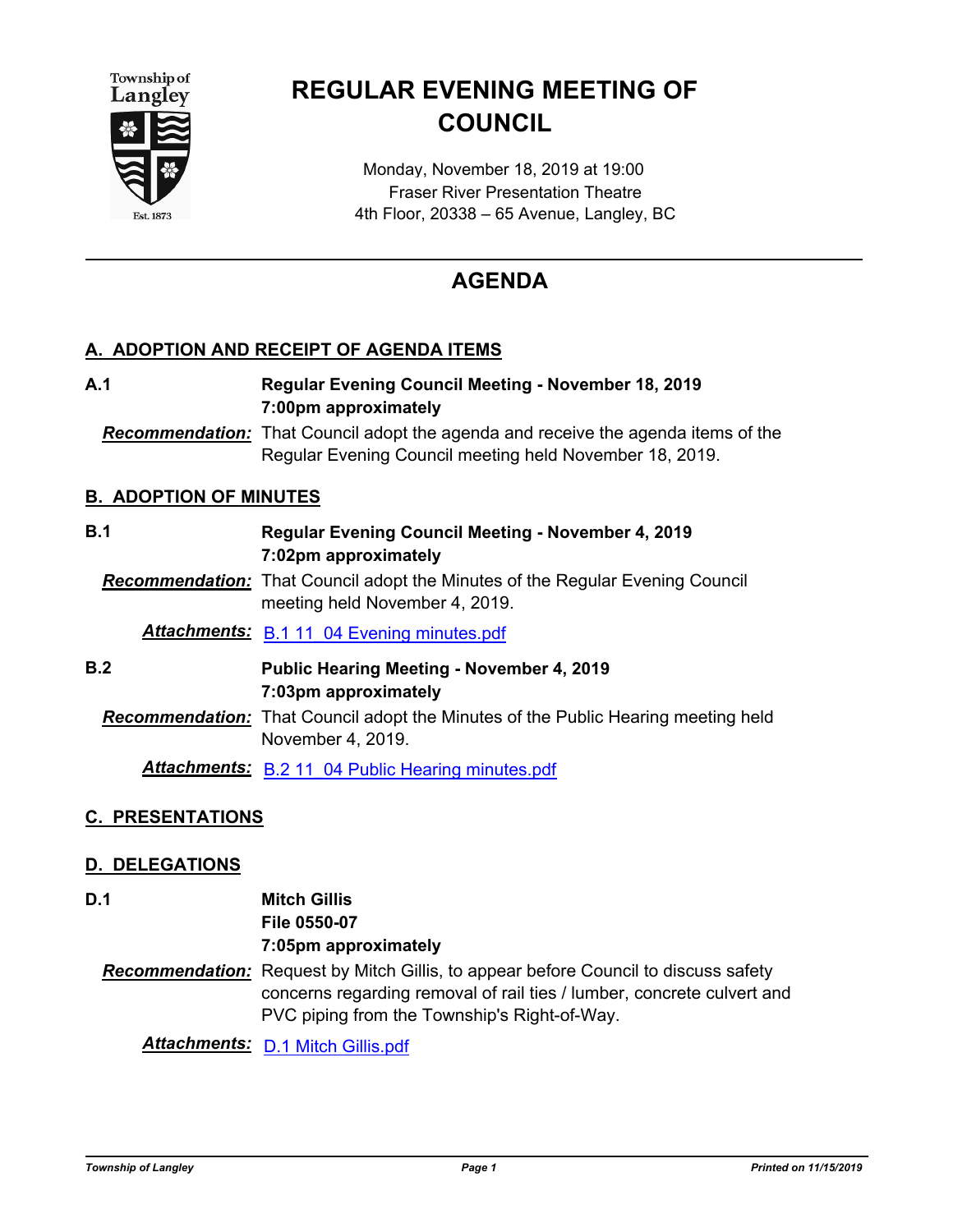Township of Langley
Est. 1873

# REGULAR EVENING MEETING OF COUNCIL

Monday, November 18, 2019 at 19:00
Fraser River Presentation Theatre
4th Floor, 20338 – 65 Avenue, Langley, BC

## AGENDA

### A. ADOPTION AND RECEIPT OF AGENDA ITEMS

**A.1** **Regular Evening Council Meeting - November 18, 2019**
**7:00pm approximately**

***Recommendation:*** That Council adopt the agenda and receive the agenda items of the Regular Evening Council meeting held November 18, 2019.

### B. ADOPTION OF MINUTES

**B.1** **Regular Evening Council Meeting - November 4, 2019**
**7:02pm approximately**

***Recommendation:*** That Council adopt the Minutes of the Regular Evening Council meeting held November 4, 2019.

***Attachments:*** B.1 11_04 Evening minutes.pdf

**B.2** **Public Hearing Meeting - November 4, 2019**
**7:03pm approximately**

***Recommendation:*** That Council adopt the Minutes of the Public Hearing meeting held November 4, 2019.

***Attachments:*** B.2 11_04 Public Hearing minutes.pdf

### C. PRESENTATIONS

### D. DELEGATIONS

**D.1** **Mitch Gillis**
**File 0550-07**
**7:05pm approximately**

***Recommendation:*** Request by Mitch Gillis, to appear before Council to discuss safety concerns regarding removal of rail ties / lumber, concrete culvert and PVC piping from the Township's Right-of-Way.

***Attachments:*** D.1 Mitch Gillis.pdf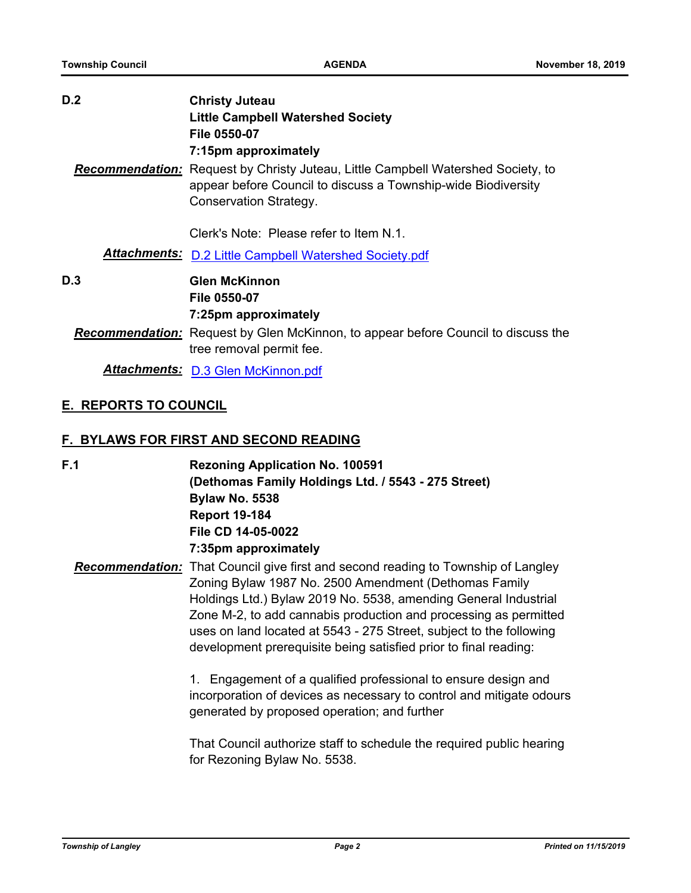**D.2** **Christy Juteau**
**Little Campbell Watershed Society**
**File 0550-07**
**7:15pm approximately**

***Recommendation:*** Request by Christy Juteau, Little Campbell Watershed Society, to appear before Council to discuss a Township-wide Biodiversity Conservation Strategy.

Clerk's Note: Please refer to Item N.1.

***Attachments:*** D.2 Little Campbell Watershed Society.pdf

**D.3** **Glen McKinnon**
**File 0550-07**
**7:25pm approximately**

***Recommendation:*** Request by Glen McKinnon, to appear before Council to discuss the tree removal permit fee.

***Attachments:*** D.3 Glen McKinnon.pdf

## E. REPORTS TO COUNCIL

## F. BYLAWS FOR FIRST AND SECOND READING

**F.1** **Rezoning Application No. 100591**
**(Dethomas Family Holdings Ltd. / 5543 - 275 Street)**
**Bylaw No. 5538**
**Report 19-184**
**File CD 14-05-0022**
**7:35pm approximately**

***Recommendation:*** That Council give first and second reading to Township of Langley Zoning Bylaw 1987 No. 2500 Amendment (Dethomas Family Holdings Ltd.) Bylaw 2019 No. 5538, amending General Industrial Zone M-2, to add cannabis production and processing as permitted uses on land located at 5543 - 275 Street, subject to the following development prerequisite being satisfied prior to final reading:

1. Engagement of a qualified professional to ensure design and incorporation of devices as necessary to control and mitigate odours generated by proposed operation; and further

That Council authorize staff to schedule the required public hearing for Rezoning Bylaw No. 5538.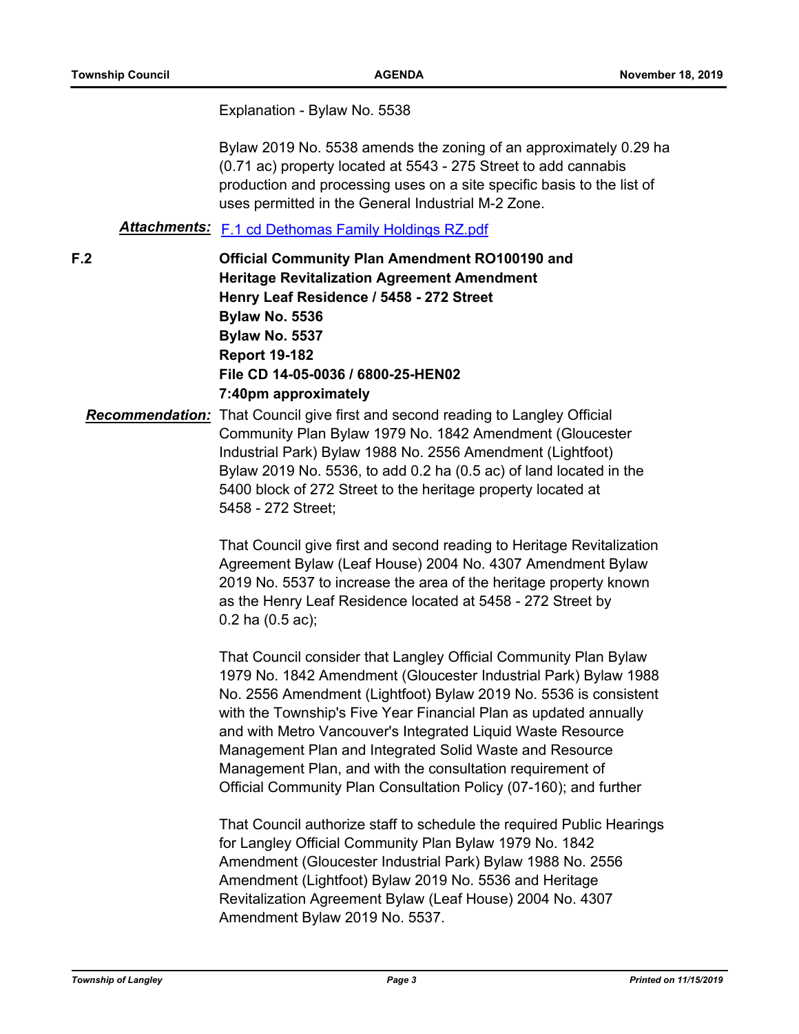Explanation - Bylaw No. 5538

Bylaw 2019 No. 5538 amends the zoning of an approximately 0.29 ha (0.71 ac) property located at 5543 - 275 Street to add cannabis production and processing uses on a site specific basis to the list of uses permitted in the General Industrial M-2 Zone.

***Attachments:*** F.1 cd Dethomas Family Holdings RZ.pdf

**F.2** **Official Community Plan Amendment RO100190 and Heritage Revitalization Agreement Amendment**
**Henry Leaf Residence / 5458 - 272 Street**
**Bylaw No. 5536**
**Bylaw No. 5537**
**Report 19-182**
**File CD 14-05-0036 / 6800-25-HEN02**
**7:40pm approximately**

***Recommendation:*** That Council give first and second reading to Langley Official Community Plan Bylaw 1979 No. 1842 Amendment (Gloucester Industrial Park) Bylaw 1988 No. 2556 Amendment (Lightfoot) Bylaw 2019 No. 5536, to add 0.2 ha (0.5 ac) of land located in the 5400 block of 272 Street to the heritage property located at 5458 - 272 Street;

That Council give first and second reading to Heritage Revitalization Agreement Bylaw (Leaf House) 2004 No. 4307 Amendment Bylaw 2019 No. 5537 to increase the area of the heritage property known as the Henry Leaf Residence located at 5458 - 272 Street by 0.2 ha (0.5 ac);

That Council consider that Langley Official Community Plan Bylaw 1979 No. 1842 Amendment (Gloucester Industrial Park) Bylaw 1988 No. 2556 Amendment (Lightfoot) Bylaw 2019 No. 5536 is consistent with the Township's Five Year Financial Plan as updated annually and with Metro Vancouver's Integrated Liquid Waste Resource Management Plan and Integrated Solid Waste and Resource Management Plan, and with the consultation requirement of Official Community Plan Consultation Policy (07-160); and further

That Council authorize staff to schedule the required Public Hearings for Langley Official Community Plan Bylaw 1979 No. 1842 Amendment (Gloucester Industrial Park) Bylaw 1988 No. 2556 Amendment (Lightfoot) Bylaw 2019 No. 5536 and Heritage Revitalization Agreement Bylaw (Leaf House) 2004 No. 4307 Amendment Bylaw 2019 No. 5537.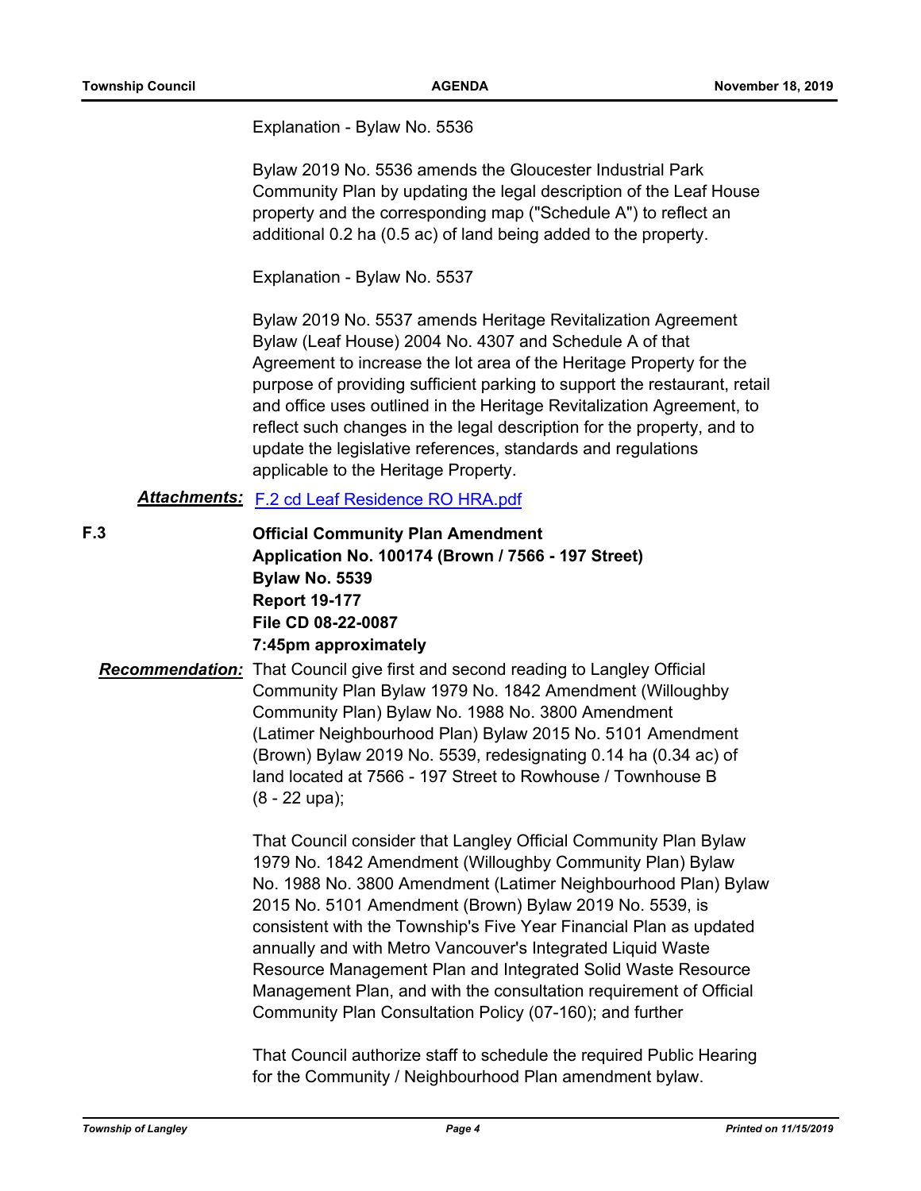Explanation - Bylaw No. 5536

Bylaw 2019 No. 5536 amends the Gloucester Industrial Park Community Plan by updating the legal description of the Leaf House property and the corresponding map ("Schedule A") to reflect an additional 0.2 ha (0.5 ac) of land being added to the property.

Explanation - Bylaw No. 5537

Bylaw 2019 No. 5537 amends Heritage Revitalization Agreement Bylaw (Leaf House) 2004 No. 4307 and Schedule A of that Agreement to increase the lot area of the Heritage Property for the purpose of providing sufficient parking to support the restaurant, retail and office uses outlined in the Heritage Revitalization Agreement, to reflect such changes in the legal description for the property, and to update the legislative references, standards and regulations applicable to the Heritage Property.

***Attachments:*** F.2 cd Leaf Residence RO HRA.pdf

**F.3**

**Official Community Plan Amendment**
**Application No. 100174 (Brown / 7566 - 197 Street)**
**Bylaw No. 5539**
**Report 19-177**
**File CD 08-22-0087**
**7:45pm approximately**

***Recommendation:*** That Council give first and second reading to Langley Official Community Plan Bylaw 1979 No. 1842 Amendment (Willoughby Community Plan) Bylaw No. 1988 No. 3800 Amendment (Latimer Neighbourhood Plan) Bylaw 2015 No. 5101 Amendment (Brown) Bylaw 2019 No. 5539, redesignating 0.14 ha (0.34 ac) of land located at 7566 - 197 Street to Rowhouse / Townhouse B (8 - 22 upa);

That Council consider that Langley Official Community Plan Bylaw 1979 No. 1842 Amendment (Willoughby Community Plan) Bylaw No. 1988 No. 3800 Amendment (Latimer Neighbourhood Plan) Bylaw 2015 No. 5101 Amendment (Brown) Bylaw 2019 No. 5539, is consistent with the Township's Five Year Financial Plan as updated annually and with Metro Vancouver's Integrated Liquid Waste Resource Management Plan and Integrated Solid Waste Resource Management Plan, and with the consultation requirement of Official Community Plan Consultation Policy (07-160); and further

That Council authorize staff to schedule the required Public Hearing for the Community / Neighbourhood Plan amendment bylaw.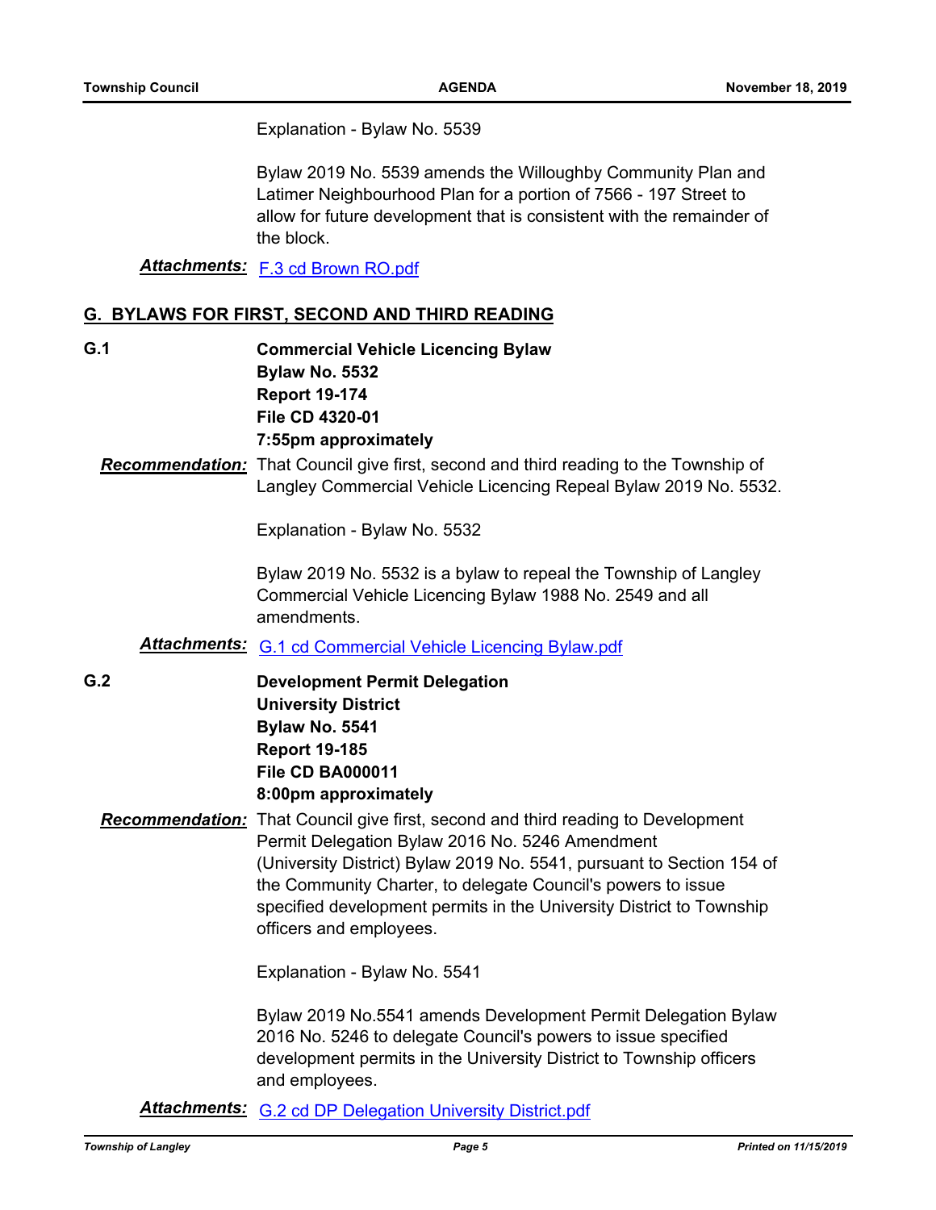Explanation - Bylaw No. 5539

Bylaw 2019 No. 5539 amends the Willoughby Community Plan and Latimer Neighbourhood Plan for a portion of 7566 - 197 Street to allow for future development that is consistent with the remainder of the block.

***Attachments:*** F.3 cd Brown RO.pdf

## G. BYLAWS FOR FIRST, SECOND AND THIRD READING

### G.1

**Commercial Vehicle Licencing Bylaw**
**Bylaw No. 5532**
**Report 19-174**
**File CD 4320-01**
**7:55pm approximately**

***Recommendation:*** That Council give first, second and third reading to the Township of Langley Commercial Vehicle Licencing Repeal Bylaw 2019 No. 5532.

Explanation - Bylaw No. 5532

Bylaw 2019 No. 5532 is a bylaw to repeal the Township of Langley Commercial Vehicle Licencing Bylaw 1988 No. 2549 and all amendments.

***Attachments:*** G.1 cd Commercial Vehicle Licencing Bylaw.pdf

### G.2

**Development Permit Delegation**
**University District**
**Bylaw No. 5541**
**Report 19-185**
**File CD BA000011**
**8:00pm approximately**

***Recommendation:*** That Council give first, second and third reading to Development Permit Delegation Bylaw 2016 No. 5246 Amendment (University District) Bylaw 2019 No. 5541, pursuant to Section 154 of the Community Charter, to delegate Council's powers to issue specified development permits in the University District to Township officers and employees.

Explanation - Bylaw No. 5541

Bylaw 2019 No.5541 amends Development Permit Delegation Bylaw 2016 No. 5246 to delegate Council's powers to issue specified development permits in the University District to Township officers and employees.

***Attachments:*** G.2 cd DP Delegation University District.pdf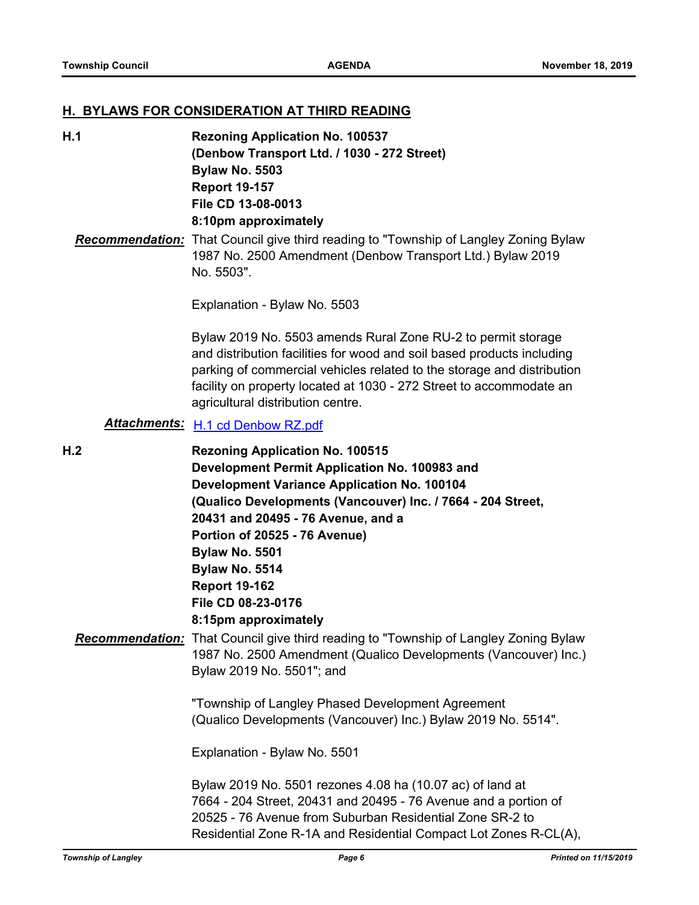## H. BYLAWS FOR CONSIDERATION AT THIRD READING

**H.1** **Rezoning Application No. 100537**
**(Denbow Transport Ltd. / 1030 - 272 Street)**
**Bylaw No. 5503**
**Report 19-157**
**File CD 13-08-0013**
**8:10pm approximately**

***Recommendation:*** That Council give third reading to "Township of Langley Zoning Bylaw 1987 No. 2500 Amendment (Denbow Transport Ltd.) Bylaw 2019 No. 5503".

Explanation - Bylaw No. 5503

Bylaw 2019 No. 5503 amends Rural Zone RU-2 to permit storage and distribution facilities for wood and soil based products including parking of commercial vehicles related to the storage and distribution facility on property located at 1030 - 272 Street to accommodate an agricultural distribution centre.

***Attachments:*** H.1 cd Denbow RZ.pdf

**H.2** **Rezoning Application No. 100515**
**Development Permit Application No. 100983 and**
**Development Variance Application No. 100104**
**(Qualico Developments (Vancouver) Inc. / 7664 - 204 Street, 20431 and 20495 - 76 Avenue, and a Portion of 20525 - 76 Avenue)**
**Bylaw No. 5501**
**Bylaw No. 5514**
**Report 19-162**
**File CD 08-23-0176**
**8:15pm approximately**

***Recommendation:*** That Council give third reading to "Township of Langley Zoning Bylaw 1987 No. 2500 Amendment (Qualico Developments (Vancouver) Inc.) Bylaw 2019 No. 5501"; and

"Township of Langley Phased Development Agreement (Qualico Developments (Vancouver) Inc.) Bylaw 2019 No. 5514".

Explanation - Bylaw No. 5501

Bylaw 2019 No. 5501 rezones 4.08 ha (10.07 ac) of land at 7664 - 204 Street, 20431 and 20495 - 76 Avenue and a portion of 20525 - 76 Avenue from Suburban Residential Zone SR-2 to Residential Zone R-1A and Residential Compact Lot Zones R-CL(A),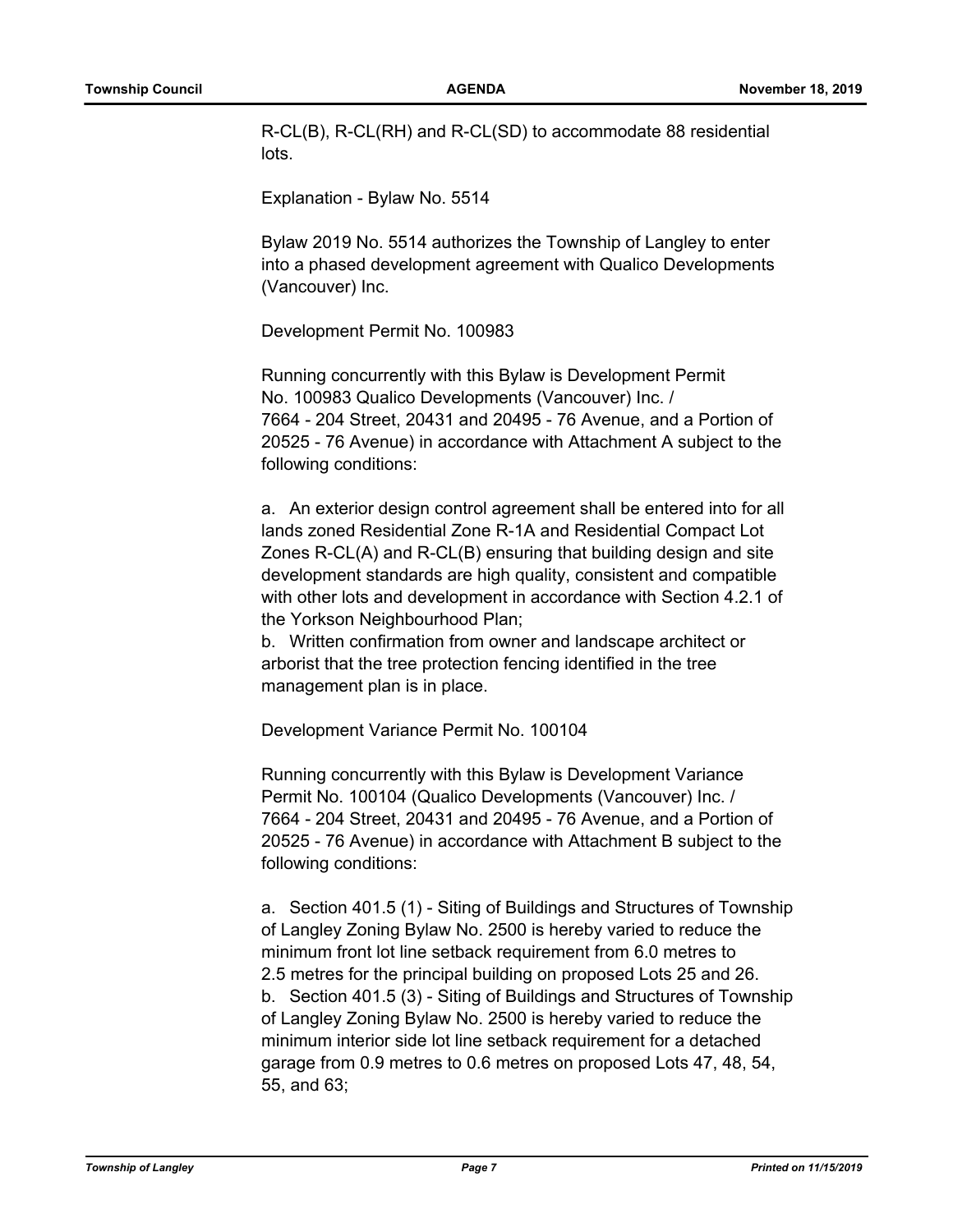R-CL(B), R-CL(RH) and R-CL(SD) to accommodate 88 residential lots.

Explanation - Bylaw No. 5514

Bylaw 2019 No. 5514 authorizes the Township of Langley to enter into a phased development agreement with Qualico Developments (Vancouver) Inc.

Development Permit No. 100983

Running concurrently with this Bylaw is Development Permit No. 100983 Qualico Developments (Vancouver) Inc. / 7664 - 204 Street, 20431 and 20495 - 76 Avenue, and a Portion of 20525 - 76 Avenue) in accordance with Attachment A subject to the following conditions:

a. An exterior design control agreement shall be entered into for all lands zoned Residential Zone R-1A and Residential Compact Lot Zones R-CL(A) and R-CL(B) ensuring that building design and site development standards are high quality, consistent and compatible with other lots and development in accordance with Section 4.2.1 of the Yorkson Neighbourhood Plan;
b. Written confirmation from owner and landscape architect or arborist that the tree protection fencing identified in the tree management plan is in place.

Development Variance Permit No. 100104

Running concurrently with this Bylaw is Development Variance Permit No. 100104 (Qualico Developments (Vancouver) Inc. / 7664 - 204 Street, 20431 and 20495 - 76 Avenue, and a Portion of 20525 - 76 Avenue) in accordance with Attachment B subject to the following conditions:

a. Section 401.5 (1) - Siting of Buildings and Structures of Township of Langley Zoning Bylaw No. 2500 is hereby varied to reduce the minimum front lot line setback requirement from 6.0 metres to 2.5 metres for the principal building on proposed Lots 25 and 26.
b. Section 401.5 (3) - Siting of Buildings and Structures of Township of Langley Zoning Bylaw No. 2500 is hereby varied to reduce the minimum interior side lot line setback requirement for a detached garage from 0.9 metres to 0.6 metres on proposed Lots 47, 48, 54, 55, and 63;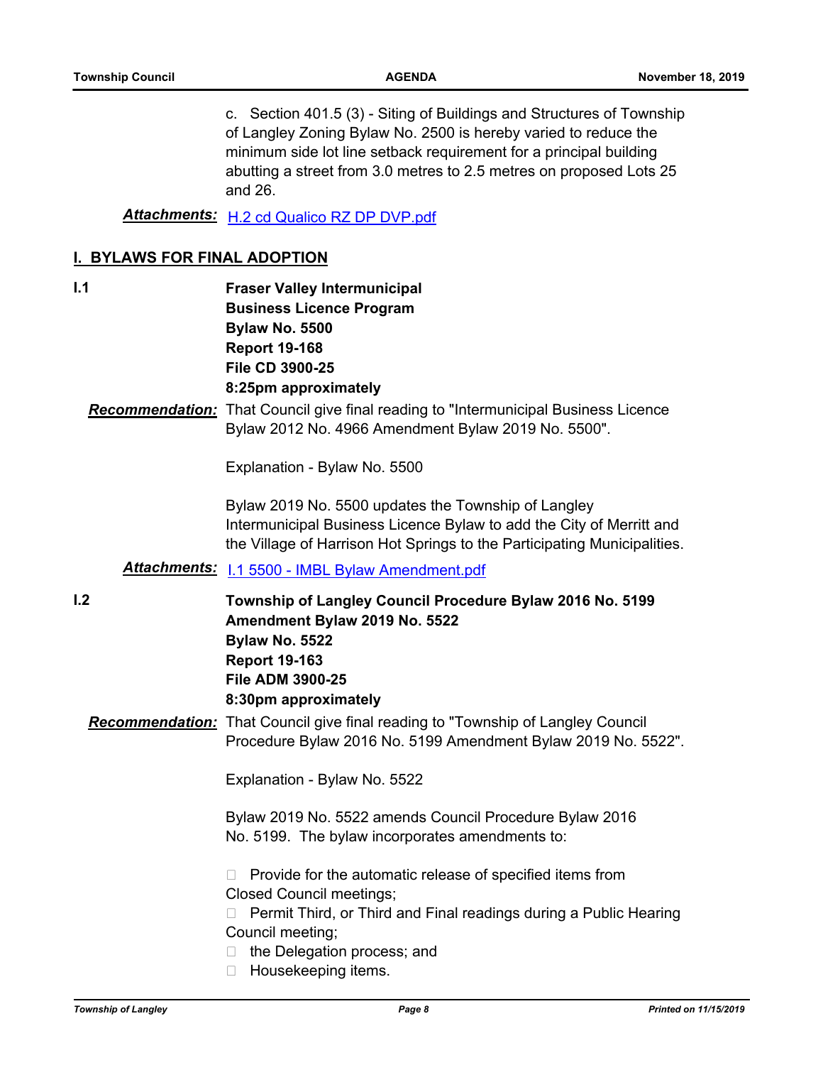c. Section 401.5 (3) - Siting of Buildings and Structures of Township of Langley Zoning Bylaw No. 2500 is hereby varied to reduce the minimum side lot line setback requirement for a principal building abutting a street from 3.0 metres to 2.5 metres on proposed Lots 25 and 26.

***Attachments:*** [H.2 cd Qualico RZ DP DVP.pdf]

## I. BYLAWS FOR FINAL ADOPTION

**I.1**

**Fraser Valley Intermunicipal Business Licence Program**
**Bylaw No. 5500**
**Report 19-168**
**File CD 3900-25**
**8:25pm approximately**

***Recommendation:*** That Council give final reading to "Intermunicipal Business Licence Bylaw 2012 No. 4966 Amendment Bylaw 2019 No. 5500".

Explanation - Bylaw No. 5500

Bylaw 2019 No. 5500 updates the Township of Langley Intermunicipal Business Licence Bylaw to add the City of Merritt and the Village of Harrison Hot Springs to the Participating Municipalities.

***Attachments:*** [I.1 5500 - IMBL Bylaw Amendment.pdf]

**I.2**

**Township of Langley Council Procedure Bylaw 2016 No. 5199 Amendment Bylaw 2019 No. 5522**
**Bylaw No. 5522**
**Report 19-163**
**File ADM 3900-25**
**8:30pm approximately**

***Recommendation:*** That Council give final reading to "Township of Langley Council Procedure Bylaw 2016 No. 5199 Amendment Bylaw 2019 No. 5522".

Explanation - Bylaw No. 5522

Bylaw 2019 No. 5522 amends Council Procedure Bylaw 2016 No. 5199. The bylaw incorporates amendments to:

- Provide for the automatic release of specified items from Closed Council meetings;
- Permit Third, or Third and Final readings during a Public Hearing Council meeting;
- the Delegation process; and
- Housekeeping items.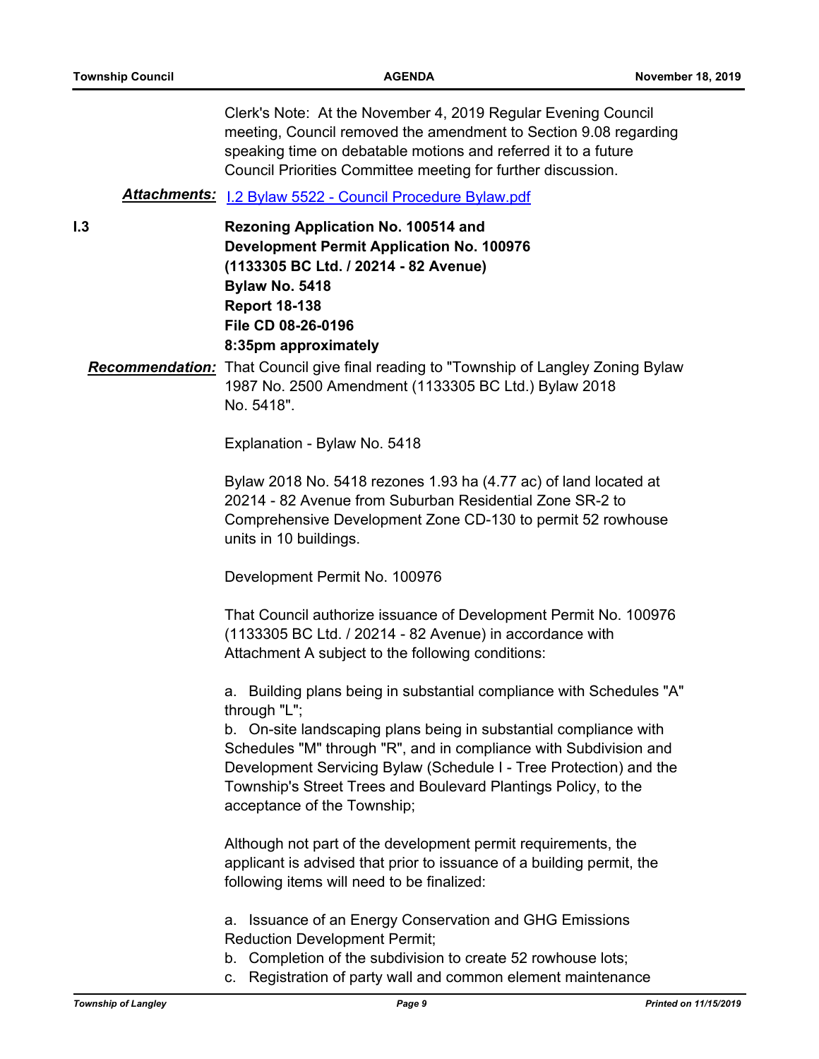Clerk's Note: At the November 4, 2019 Regular Evening Council meeting, Council removed the amendment to Section 9.08 regarding speaking time on debatable motions and referred it to a future Council Priorities Committee meeting for further discussion.

***Attachments:*** I.2 Bylaw 5522 - Council Procedure Bylaw.pdf

## I.3 Rezoning Application No. 100514 and Development Permit Application No. 100976 (1133305 BC Ltd. / 20214 - 82 Avenue)

**Bylaw No. 5418**
**Report 18-138**
**File CD 08-26-0196**
**8:35pm approximately**

***Recommendation:*** That Council give final reading to "Township of Langley Zoning Bylaw 1987 No. 2500 Amendment (1133305 BC Ltd.) Bylaw 2018 No. 5418".

Explanation - Bylaw No. 5418

Bylaw 2018 No. 5418 rezones 1.93 ha (4.77 ac) of land located at 20214 - 82 Avenue from Suburban Residential Zone SR-2 to Comprehensive Development Zone CD-130 to permit 52 rowhouse units in 10 buildings.

Development Permit No. 100976

That Council authorize issuance of Development Permit No. 100976 (1133305 BC Ltd. / 20214 - 82 Avenue) in accordance with Attachment A subject to the following conditions:

a. Building plans being in substantial compliance with Schedules "A" through "L";
b. On-site landscaping plans being in substantial compliance with Schedules "M" through "R", and in compliance with Subdivision and Development Servicing Bylaw (Schedule I - Tree Protection) and the Township's Street Trees and Boulevard Plantings Policy, to the acceptance of the Township;

Although not part of the development permit requirements, the applicant is advised that prior to issuance of a building permit, the following items will need to be finalized:

a. Issuance of an Energy Conservation and GHG Emissions Reduction Development Permit;
b. Completion of the subdivision to create 52 rowhouse lots;
c. Registration of party wall and common element maintenance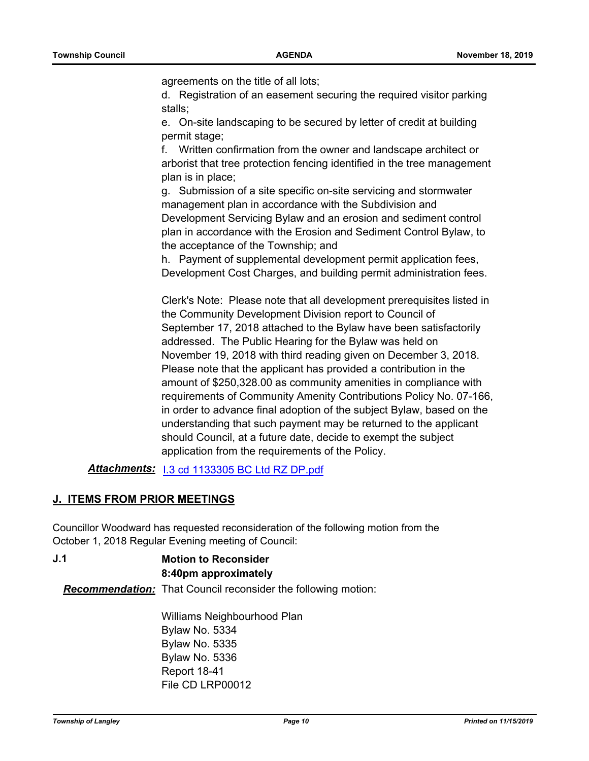agreements on the title of all lots;

d. Registration of an easement securing the required visitor parking stalls;

e. On-site landscaping to be secured by letter of credit at building permit stage;

f. Written confirmation from the owner and landscape architect or arborist that tree protection fencing identified in the tree management plan is in place;

g. Submission of a site specific on-site servicing and stormwater management plan in accordance with the Subdivision and Development Servicing Bylaw and an erosion and sediment control plan in accordance with the Erosion and Sediment Control Bylaw, to the acceptance of the Township; and

h. Payment of supplemental development permit application fees, Development Cost Charges, and building permit administration fees.

Clerk's Note: Please note that all development prerequisites listed in the Community Development Division report to Council of September 17, 2018 attached to the Bylaw have been satisfactorily addressed. The Public Hearing for the Bylaw was held on November 19, 2018 with third reading given on December 3, 2018. Please note that the applicant has provided a contribution in the amount of $250,328.00 as community amenities in compliance with requirements of Community Amenity Contributions Policy No. 07-166, in order to advance final adoption of the subject Bylaw, based on the understanding that such payment may be returned to the applicant should Council, at a future date, decide to exempt the subject application from the requirements of the Policy.

***Attachments:*** I.3 cd 1133305 BC Ltd RZ DP.pdf

## J. ITEMS FROM PRIOR MEETINGS

Councillor Woodward has requested reconsideration of the following motion from the October 1, 2018 Regular Evening meeting of Council:

**J.1 Motion to Reconsider**
**8:40pm approximately**

***Recommendation:*** That Council reconsider the following motion:

Williams Neighbourhood Plan
Bylaw No. 5334
Bylaw No. 5335
Bylaw No. 5336
Report 18-41
File CD LRP00012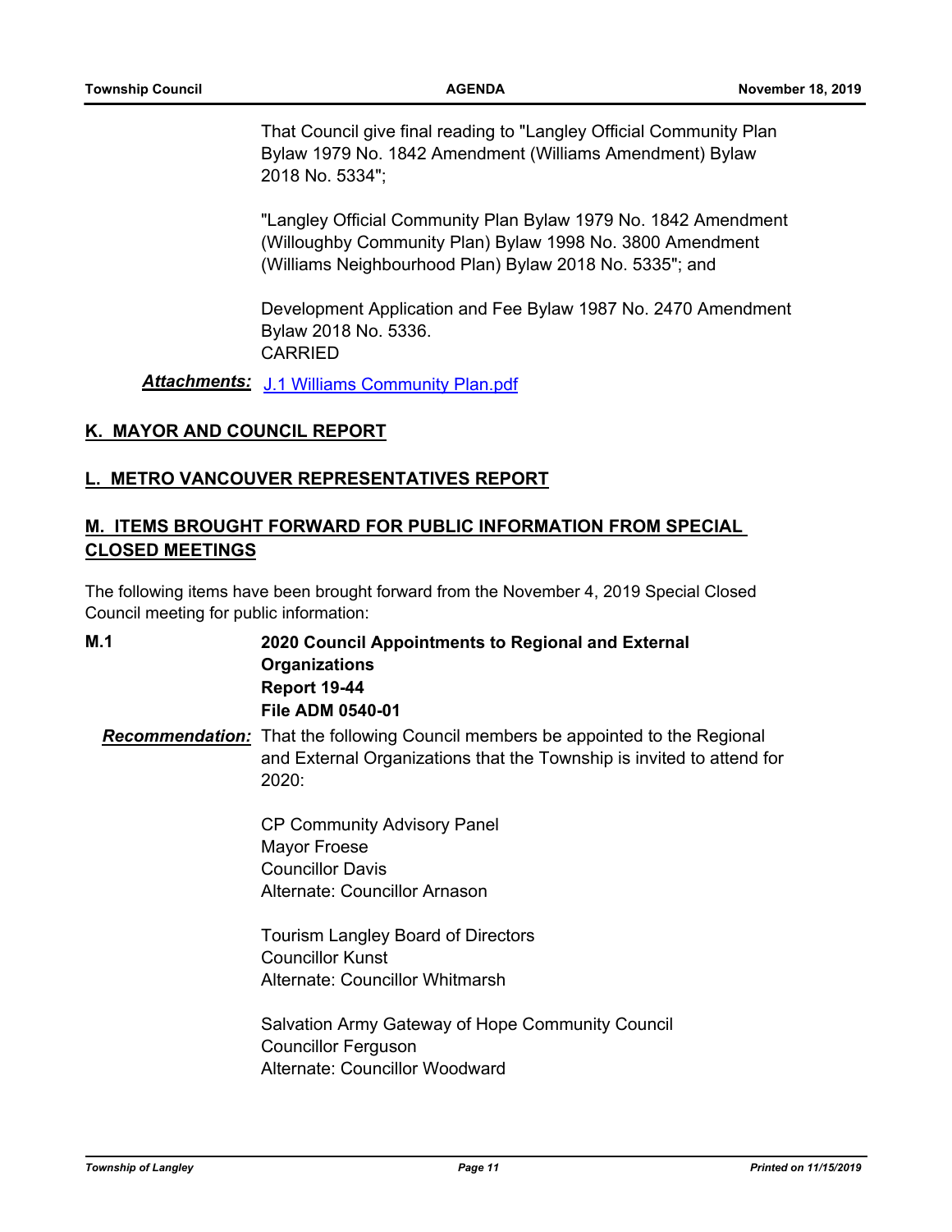That Council give final reading to "Langley Official Community Plan Bylaw 1979 No. 1842 Amendment (Williams Amendment) Bylaw 2018 No. 5334";

"Langley Official Community Plan Bylaw 1979 No. 1842 Amendment (Willoughby Community Plan) Bylaw 1998 No. 3800 Amendment (Williams Neighbourhood Plan) Bylaw 2018 No. 5335"; and

Development Application and Fee Bylaw 1987 No. 2470 Amendment Bylaw 2018 No. 5336.
CARRIED

***Attachments:*** J.1 Williams Community Plan.pdf

## K. MAYOR AND COUNCIL REPORT

## L. METRO VANCOUVER REPRESENTATIVES REPORT

## M. ITEMS BROUGHT FORWARD FOR PUBLIC INFORMATION FROM SPECIAL CLOSED MEETINGS

The following items have been brought forward from the November 4, 2019 Special Closed Council meeting for public information:

**M.1 2020 Council Appointments to Regional and External Organizations**
**Report 19-44**
**File ADM 0540-01**

***Recommendation:*** That the following Council members be appointed to the Regional and External Organizations that the Township is invited to attend for 2020:

CP Community Advisory Panel
Mayor Froese
Councillor Davis
Alternate: Councillor Arnason

Tourism Langley Board of Directors
Councillor Kunst
Alternate: Councillor Whitmarsh

Salvation Army Gateway of Hope Community Council
Councillor Ferguson
Alternate: Councillor Woodward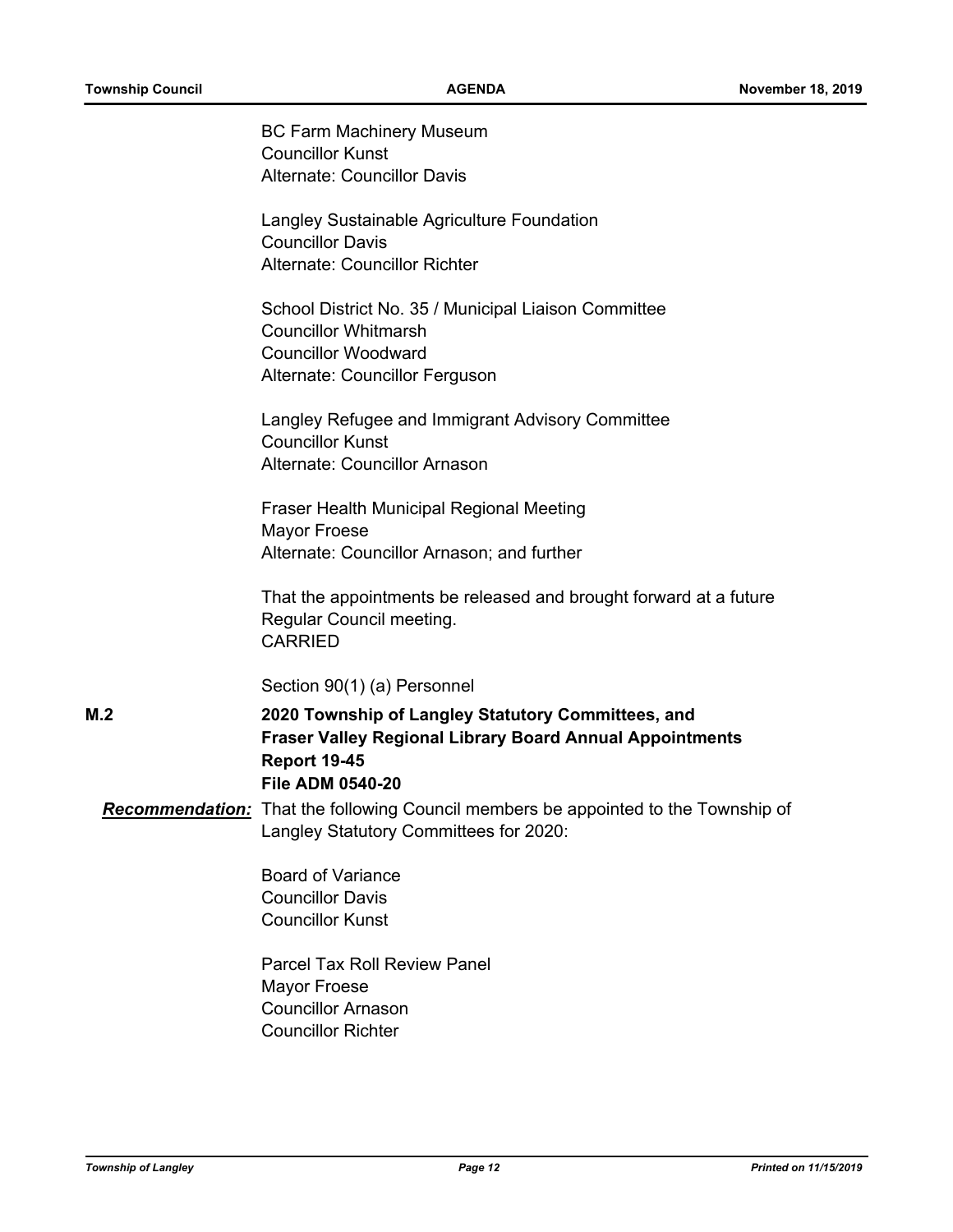BC Farm Machinery Museum
Councillor Kunst
Alternate: Councillor Davis

Langley Sustainable Agriculture Foundation
Councillor Davis
Alternate: Councillor Richter

School District No. 35 / Municipal Liaison Committee
Councillor Whitmarsh
Councillor Woodward
Alternate: Councillor Ferguson

Langley Refugee and Immigrant Advisory Committee
Councillor Kunst
Alternate: Councillor Arnason

Fraser Health Municipal Regional Meeting
Mayor Froese
Alternate: Councillor Arnason; and further

That the appointments be released and brought forward at a future Regular Council meeting.
CARRIED

Section 90(1) (a) Personnel

**M.2** **2020 Township of Langley Statutory Committees, and Fraser Valley Regional Library Board Annual Appointments**
**Report 19-45**
**File ADM 0540-20**

***Recommendation:*** That the following Council members be appointed to the Township of Langley Statutory Committees for 2020:

Board of Variance
Councillor Davis
Councillor Kunst

Parcel Tax Roll Review Panel
Mayor Froese
Councillor Arnason
Councillor Richter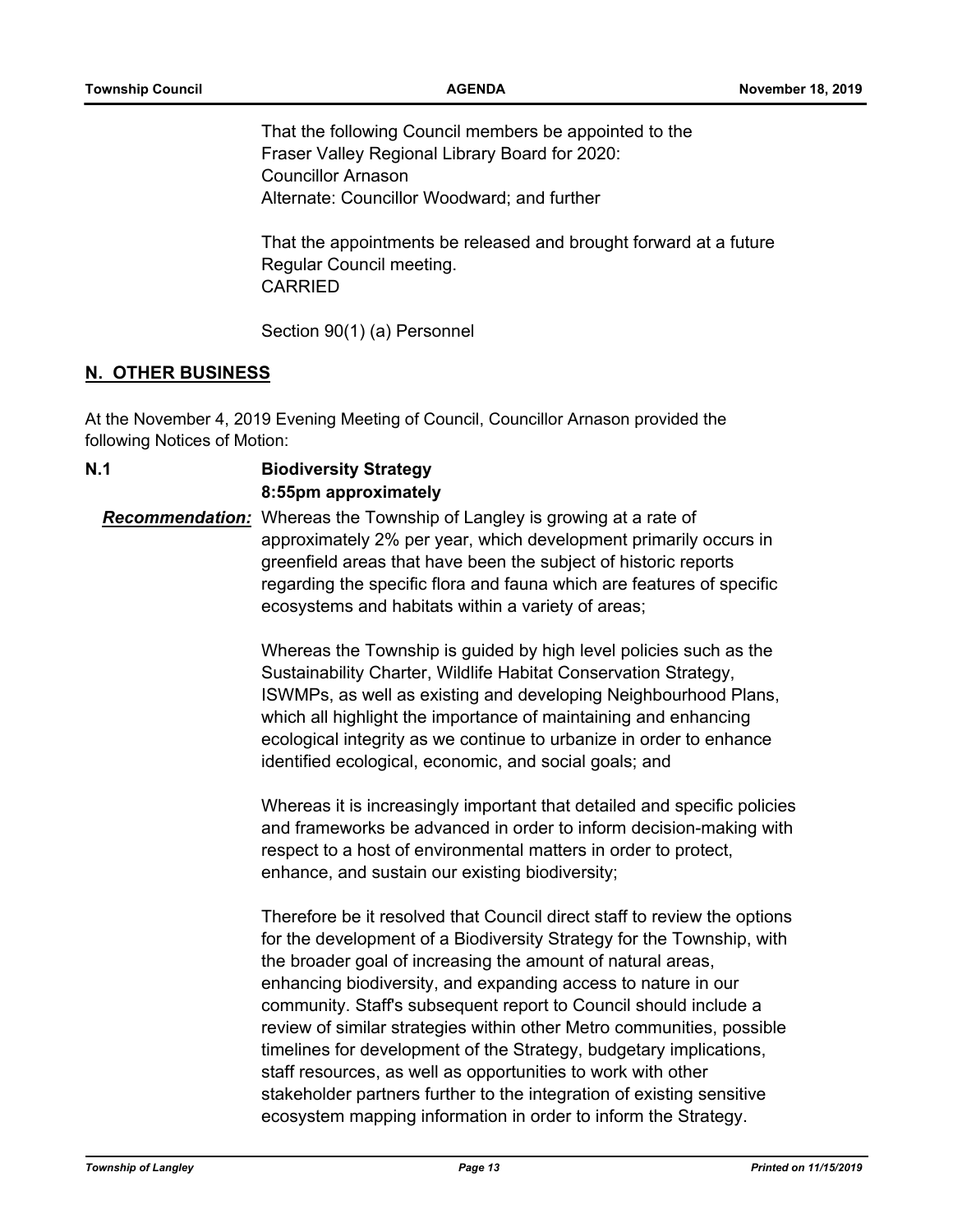That the following Council members be appointed to the Fraser Valley Regional Library Board for 2020:
Councillor Arnason
Alternate: Councillor Woodward; and further

That the appointments be released and brought forward at a future Regular Council meeting.
CARRIED

Section 90(1) (a) Personnel

## N. OTHER BUSINESS

At the November 4, 2019 Evening Meeting of Council, Councillor Arnason provided the following Notices of Motion:

### N.1 Biodiversity Strategy
**8:55pm approximately**

***Recommendation:*** Whereas the Township of Langley is growing at a rate of approximately 2% per year, which development primarily occurs in greenfield areas that have been the subject of historic reports regarding the specific flora and fauna which are features of specific ecosystems and habitats within a variety of areas;

Whereas the Township is guided by high level policies such as the Sustainability Charter, Wildlife Habitat Conservation Strategy, ISWMPs, as well as existing and developing Neighbourhood Plans, which all highlight the importance of maintaining and enhancing ecological integrity as we continue to urbanize in order to enhance identified ecological, economic, and social goals; and

Whereas it is increasingly important that detailed and specific policies and frameworks be advanced in order to inform decision-making with respect to a host of environmental matters in order to protect, enhance, and sustain our existing biodiversity;

Therefore be it resolved that Council direct staff to review the options for the development of a Biodiversity Strategy for the Township, with the broader goal of increasing the amount of natural areas, enhancing biodiversity, and expanding access to nature in our community. Staff's subsequent report to Council should include a review of similar strategies within other Metro communities, possible timelines for development of the Strategy, budgetary implications, staff resources, as well as opportunities to work with other stakeholder partners further to the integration of existing sensitive ecosystem mapping information in order to inform the Strategy.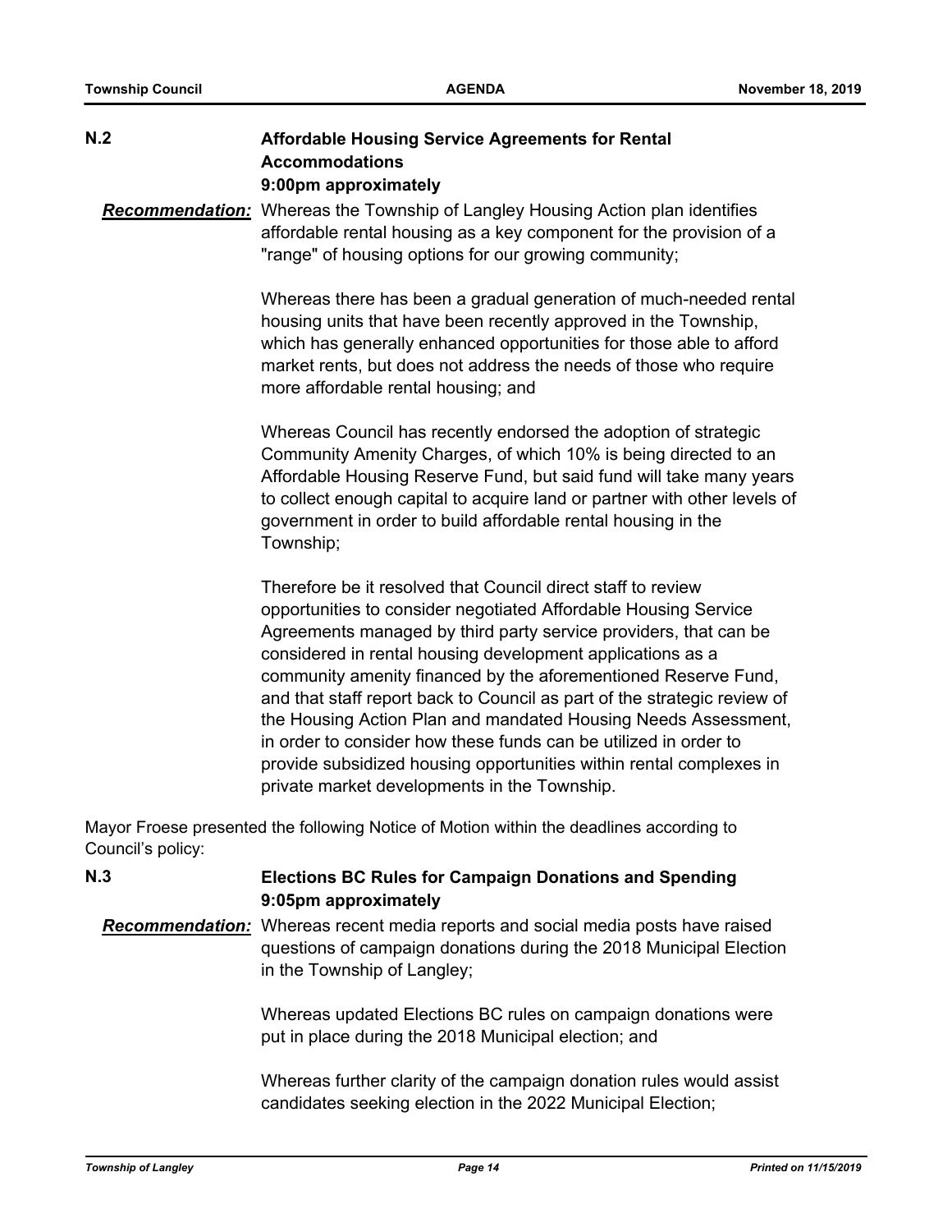## N.2 Affordable Housing Service Agreements for Rental Accommodations
**9:00pm approximately**

***Recommendation:*** Whereas the Township of Langley Housing Action plan identifies affordable rental housing as a key component for the provision of a "range" of housing options for our growing community;

Whereas there has been a gradual generation of much-needed rental housing units that have been recently approved in the Township, which has generally enhanced opportunities for those able to afford market rents, but does not address the needs of those who require more affordable rental housing; and

Whereas Council has recently endorsed the adoption of strategic Community Amenity Charges, of which 10% is being directed to an Affordable Housing Reserve Fund, but said fund will take many years to collect enough capital to acquire land or partner with other levels of government in order to build affordable rental housing in the Township;

Therefore be it resolved that Council direct staff to review opportunities to consider negotiated Affordable Housing Service Agreements managed by third party service providers, that can be considered in rental housing development applications as a community amenity financed by the aforementioned Reserve Fund, and that staff report back to Council as part of the strategic review of the Housing Action Plan and mandated Housing Needs Assessment, in order to consider how these funds can be utilized in order to provide subsidized housing opportunities within rental complexes in private market developments in the Township.

Mayor Froese presented the following Notice of Motion within the deadlines according to Council's policy:

## N.3 Elections BC Rules for Campaign Donations and Spending
**9:05pm approximately**

***Recommendation:*** Whereas recent media reports and social media posts have raised questions of campaign donations during the 2018 Municipal Election in the Township of Langley;

Whereas updated Elections BC rules on campaign donations were put in place during the 2018 Municipal election; and

Whereas further clarity of the campaign donation rules would assist candidates seeking election in the 2022 Municipal Election;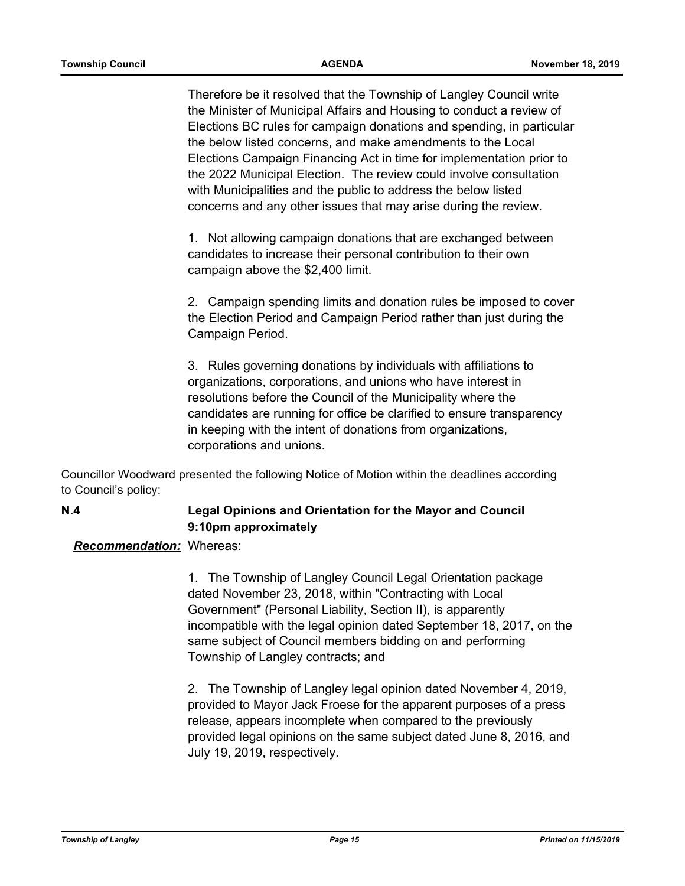Therefore be it resolved that the Township of Langley Council write the Minister of Municipal Affairs and Housing to conduct a review of Elections BC rules for campaign donations and spending, in particular the below listed concerns, and make amendments to the Local Elections Campaign Financing Act in time for implementation prior to the 2022 Municipal Election. The review could involve consultation with Municipalities and the public to address the below listed concerns and any other issues that may arise during the review.

1. Not allowing campaign donations that are exchanged between candidates to increase their personal contribution to their own campaign above the $2,400 limit.

2. Campaign spending limits and donation rules be imposed to cover the Election Period and Campaign Period rather than just during the Campaign Period.

3. Rules governing donations by individuals with affiliations to organizations, corporations, and unions who have interest in resolutions before the Council of the Municipality where the candidates are running for office be clarified to ensure transparency in keeping with the intent of donations from organizations, corporations and unions.

Councillor Woodward presented the following Notice of Motion within the deadlines according to Council's policy:

### N.4 Legal Opinions and Orientation for the Mayor and Council 9:10pm approximately

***Recommendation:*** Whereas:

1. The Township of Langley Council Legal Orientation package dated November 23, 2018, within "Contracting with Local Government" (Personal Liability, Section II), is apparently incompatible with the legal opinion dated September 18, 2017, on the same subject of Council members bidding on and performing Township of Langley contracts; and

2. The Township of Langley legal opinion dated November 4, 2019, provided to Mayor Jack Froese for the apparent purposes of a press release, appears incomplete when compared to the previously provided legal opinions on the same subject dated June 8, 2016, and July 19, 2019, respectively.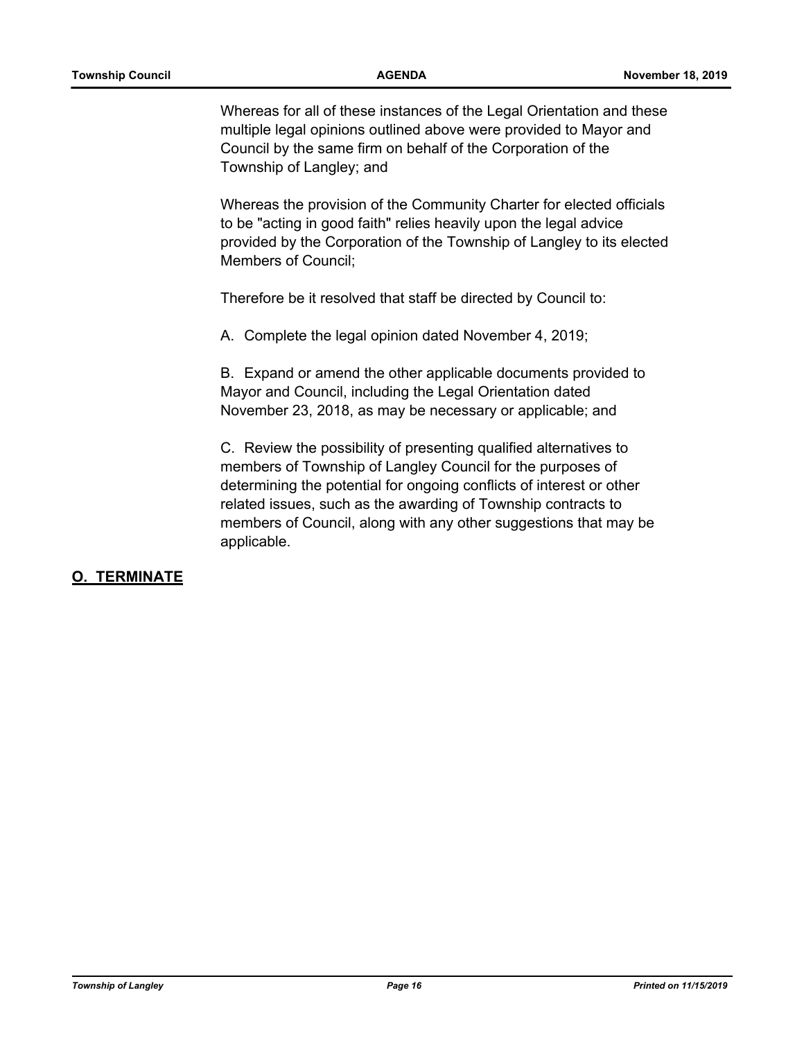Whereas for all of these instances of the Legal Orientation and these multiple legal opinions outlined above were provided to Mayor and Council by the same firm on behalf of the Corporation of the Township of Langley; and

Whereas the provision of the Community Charter for elected officials to be "acting in good faith" relies heavily upon the legal advice provided by the Corporation of the Township of Langley to its elected Members of Council;

Therefore be it resolved that staff be directed by Council to:

A. Complete the legal opinion dated November 4, 2019;

B. Expand or amend the other applicable documents provided to Mayor and Council, including the Legal Orientation dated November 23, 2018, as may be necessary or applicable; and

C. Review the possibility of presenting qualified alternatives to members of Township of Langley Council for the purposes of determining the potential for ongoing conflicts of interest or other related issues, such as the awarding of Township contracts to members of Council, along with any other suggestions that may be applicable.

## O. TERMINATE